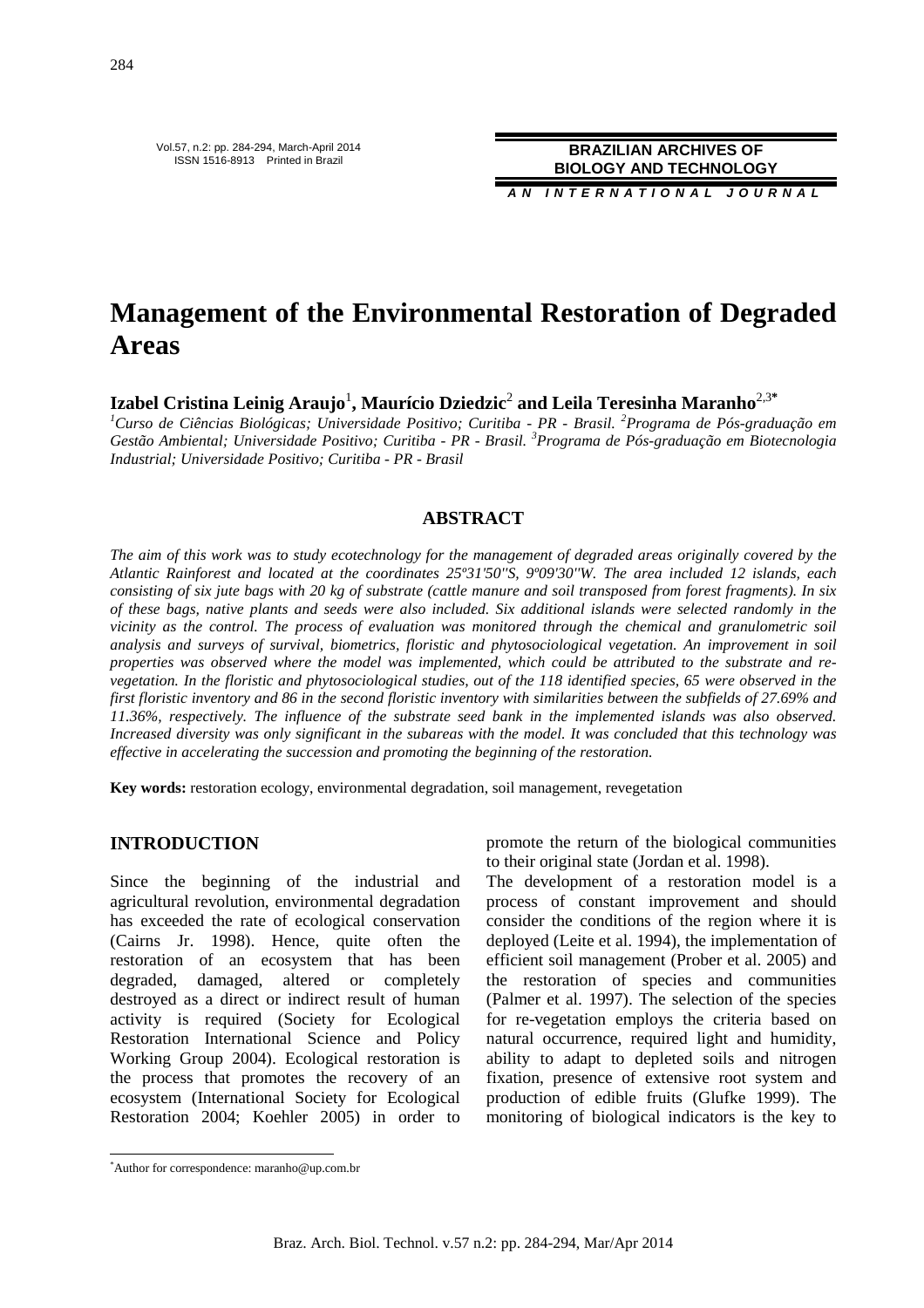# Management of the Environmental Restoration of Degraded Areas

**Izabel Cristina Leinig Araujo**[1]**, Maurício Dziedzic**[2] **and Leila Teresinha Maranho**[2,3*]

*[1]Curso de Ciências Biológicas; Universidade Positivo; Curitiba - PR - Brasil. [2]Programa de Pós-graduação em Gestão Ambiental; Universidade Positivo; Curitiba - PR - Brasil. [3]Programa de Pós-graduação em Biotecnologia Industrial; Universidade Positivo; Curitiba - PR - Brasil*

## ABSTRACT

*The aim of this work was to study ecotechnology for the management of degraded areas originally covered by the Atlantic Rainforest and located at the coordinates 25º31'50''S, 9º09'30''W. The area included 12 islands, each consisting of six jute bags with 20 kg of substrate (cattle manure and soil transposed from forest fragments). In six of these bags, native plants and seeds were also included. Six additional islands were selected randomly in the vicinity as the control. The process of evaluation was monitored through the chemical and granulometric soil analysis and surveys of survival, biometrics, floristic and phytosociological vegetation. An improvement in soil properties was observed where the model was implemented, which could be attributed to the substrate and re-vegetation. In the floristic and phytosociological studies, out of the 118 identified species, 65 were observed in the first floristic inventory and 86 in the second floristic inventory with similarities between the subfields of 27.69% and 11.36%, respectively. The influence of the substrate seed bank in the implemented islands was also observed. Increased diversity was only significant in the subareas with the model. It was concluded that this technology was effective in accelerating the succession and promoting the beginning of the restoration.*

**Key words:** restoration ecology, environmental degradation, soil management, revegetation

## INTRODUCTION

Since the beginning of the industrial and agricultural revolution, environmental degradation has exceeded the rate of ecological conservation (Cairns Jr. 1998). Hence, quite often the restoration of an ecosystem that has been degraded, damaged, altered or completely destroyed as a direct or indirect result of human activity is required (Society for Ecological Restoration International Science and Policy Working Group 2004). Ecological restoration is the process that promotes the recovery of an ecosystem (International Society for Ecological Restoration 2004; Koehler 2005) in order to promote the return of the biological communities to their original state (Jordan et al. 1998).

The development of a restoration model is a process of constant improvement and should consider the conditions of the region where it is deployed (Leite et al. 1994), the implementation of efficient soil management (Prober et al. 2005) and the restoration of species and communities (Palmer et al. 1997). The selection of the species for re-vegetation employs the criteria based on natural occurrence, required light and humidity, ability to adapt to depleted soils and nitrogen fixation, presence of extensive root system and production of edible fruits (Glufke 1999). The monitoring of biological indicators is the key to

[*]Author for correspondence: maranho@up.com.br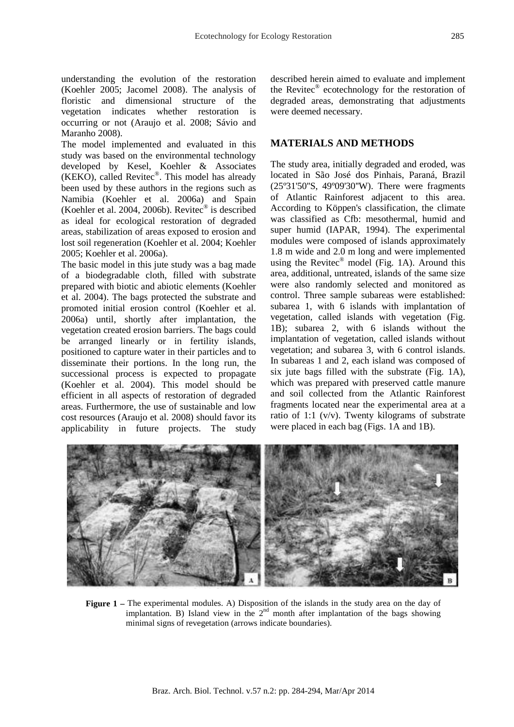understanding the evolution of the restoration (Koehler 2005; Jacomel 2008). The analysis of floristic and dimensional structure of the vegetation indicates whether restoration is occurring or not (Araujo et al. 2008; Sávio and Maranho 2008).

The model implemented and evaluated in this study was based on the environmental technology developed by Kesel, Koehler & Associates (KEKO), called Revitec®. This model has already been used by these authors in the regions such as Namibia (Koehler et al. 2006a) and Spain (Koehler et al. 2004, 2006b). Revitec® is described as ideal for ecological restoration of degraded areas, stabilization of areas exposed to erosion and lost soil regeneration (Koehler et al. 2004; Koehler 2005; Koehler et al. 2006a).

The basic model in this jute study was a bag made of a biodegradable cloth, filled with substrate prepared with biotic and abiotic elements (Koehler et al. 2004). The bags protected the substrate and promoted initial erosion control (Koehler et al. 2006a) until, shortly after implantation, the vegetation created erosion barriers. The bags could be arranged linearly or in fertility islands, positioned to capture water in their particles and to disseminate their portions. In the long run, the successional process is expected to propagate (Koehler et al. 2004). This model should be efficient in all aspects of restoration of degraded areas. Furthermore, the use of sustainable and low cost resources (Araujo et al. 2008) should favor its applicability in future projects. The study described herein aimed to evaluate and implement the Revitec® ecotechnology for the restoration of degraded areas, demonstrating that adjustments were deemed necessary.

## MATERIALS AND METHODS

The study area, initially degraded and eroded, was located in São José dos Pinhais, Paraná, Brazil (25º31'50"S, 49º09'30"W). There were fragments of Atlantic Rainforest adjacent to this area. According to Köppen's classification, the climate was classified as Cfb: mesothermal, humid and super humid (IAPAR, 1994). The experimental modules were composed of islands approximately 1.8 m wide and 2.0 m long and were implemented using the Revitec® model (Fig. 1A). Around this area, additional, untreated, islands of the same size were also randomly selected and monitored as control. Three sample subareas were established: subarea 1, with 6 islands with implantation of vegetation, called islands with vegetation (Fig. 1B); subarea 2, with 6 islands without the implantation of vegetation, called islands without vegetation; and subarea 3, with 6 control islands. In subareas 1 and 2, each island was composed of six jute bags filled with the substrate (Fig. 1A), which was prepared with preserved cattle manure and soil collected from the Atlantic Rainforest fragments located near the experimental area at a ratio of 1:1 (v/v). Twenty kilograms of substrate were placed in each bag (Figs. 1A and 1B).

**Figure 1 –** The experimental modules. A) Disposition of the islands in the study area on the day of implantation. B) Island view in the 2nd month after implantation of the bags showing minimal signs of revegetation (arrows indicate boundaries).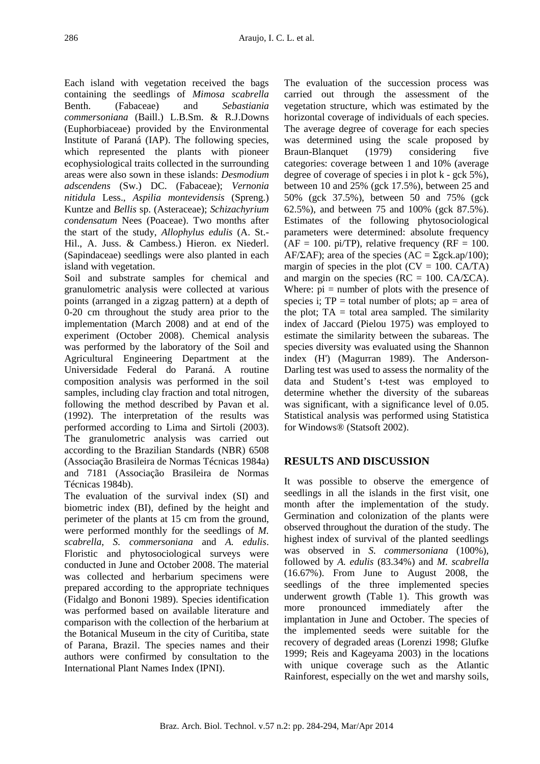Each island with vegetation received the bags containing the seedlings of *Mimosa scabrella* Benth. (Fabaceae) and *Sebastiania commersoniana* (Baill.) L.B.Sm. & R.J.Downs (Euphorbiaceae) provided by the Environmental Institute of Paraná (IAP). The following species, which represented the plants with pioneer ecophysiological traits collected in the surrounding areas were also sown in these islands: *Desmodium adscendens* (Sw.) DC. (Fabaceae); *Vernonia nitidula* Less., *Aspilia montevidensis* (Spreng.) Kuntze and *Bellis* sp. (Asteraceae); *Schizachyrium condensatum* Nees (Poaceae). Two months after the start of the study, *Allophylus edulis* (A. St.-Hil., A. Juss. & Cambess.) Hieron. ex Niederl. (Sapindaceae) seedlings were also planted in each island with vegetation.

Soil and substrate samples for chemical and granulometric analysis were collected at various points (arranged in a zigzag pattern) at a depth of 0-20 cm throughout the study area prior to the implementation (March 2008) and at end of the experiment (October 2008). Chemical analysis was performed by the laboratory of the Soil and Agricultural Engineering Department at the Universidade Federal do Paraná. A routine composition analysis was performed in the soil samples, including clay fraction and total nitrogen, following the method described by Pavan et al. (1992). The interpretation of the results was performed according to Lima and Sirtoli (2003). The granulometric analysis was carried out according to the Brazilian Standards (NBR) 6508 (Associação Brasileira de Normas Técnicas 1984a) and 7181 (Associação Brasileira de Normas Técnicas 1984b).

The evaluation of the survival index (SI) and biometric index (BI), defined by the height and perimeter of the plants at 15 cm from the ground, were performed monthly for the seedlings of *M. scabrella*, *S. commersoniana* and *A. edulis*. Floristic and phytosociological surveys were conducted in June and October 2008. The material was collected and herbarium specimens were prepared according to the appropriate techniques (Fidalgo and Bononi 1989). Species identification was performed based on available literature and comparison with the collection of the herbarium at the Botanical Museum in the city of Curitiba, state of Parana, Brazil. The species names and their authors were confirmed by consultation to the International Plant Names Index (IPNI).

The evaluation of the succession process was carried out through the assessment of the vegetation structure, which was estimated by the horizontal coverage of individuals of each species. The average degree of coverage for each species was determined using the scale proposed by Braun-Blanquet (1979) considering five categories: coverage between 1 and 10% (average degree of coverage of species i in plot k - gck 5%), between 10 and 25% (gck 17.5%), between 25 and 50% (gck 37.5%), between 50 and 75% (gck 62.5%), and between 75 and 100% (gck 87.5%). Estimates of the following phytosociological parameters were determined: absolute frequency (AF = 100. pi/TP), relative frequency (RF = 100. AF/ΣAF); area of the species (AC = Σgck.ap/100); margin of species in the plot (CV = 100. CA/TA) and margin on the species (RC = 100. CA/ΣCA). Where: pi = number of plots with the presence of species i; TP = total number of plots; ap = area of the plot; TA = total area sampled. The similarity index of Jaccard (Pielou 1975) was employed to estimate the similarity between the subareas. The species diversity was evaluated using the Shannon index (H') (Magurran 1989). The Anderson-Darling test was used to assess the normality of the data and Student's t-test was employed to determine whether the diversity of the subareas was significant, with a significance level of 0.05. Statistical analysis was performed using Statistica for Windows® (Statsoft 2002).

## RESULTS AND DISCUSSION

It was possible to observe the emergence of seedlings in all the islands in the first visit, one month after the implementation of the study. Germination and colonization of the plants were observed throughout the duration of the study. The highest index of survival of the planted seedlings was observed in *S. commersoniana* (100%), followed by *A. edulis* (83.34%) and *M. scabrella* (16.67%). From June to August 2008, the seedlings of the three implemented species underwent growth (Table 1). This growth was more pronounced immediately after the implantation in June and October. The species of the implemented seeds were suitable for the recovery of degraded areas (Lorenzi 1998; Glufke 1999; Reis and Kageyama 2003) in the locations with unique coverage such as the Atlantic Rainforest, especially on the wet and marshy soils,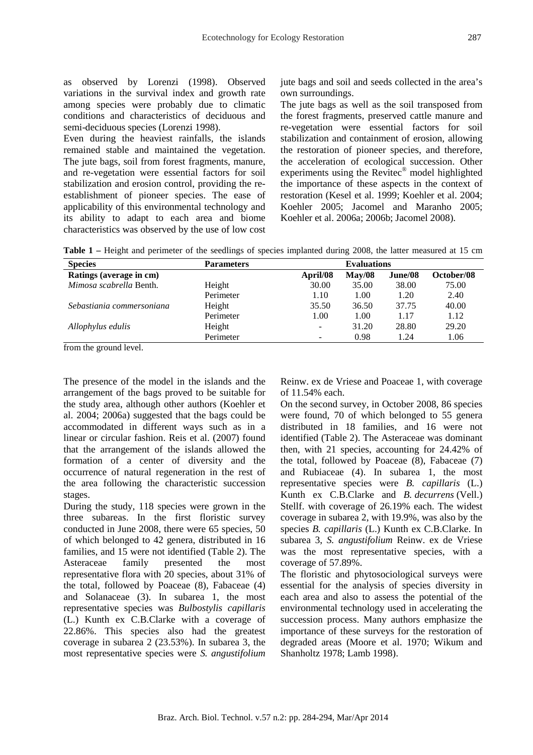as observed by Lorenzi (1998). Observed variations in the survival index and growth rate among species were probably due to climatic conditions and characteristics of deciduous and semi-deciduous species (Lorenzi 1998).

Even during the heaviest rainfalls, the islands remained stable and maintained the vegetation. The jute bags, soil from forest fragments, manure, and re-vegetation were essential factors for soil stabilization and erosion control, providing the re-establishment of pioneer species. The ease of applicability of this environmental technology and its ability to adapt to each area and biome characteristics was observed by the use of low cost jute bags and soil and seeds collected in the area's own surroundings.

The jute bags as well as the soil transposed from the forest fragments, preserved cattle manure and re-vegetation were essential factors for soil stabilization and containment of erosion, allowing the restoration of pioneer species, and therefore, the acceleration of ecological succession. Other experiments using the Revitec® model highlighted the importance of these aspects in the context of restoration (Kesel et al. 1999; Koehler et al. 2004; Koehler 2005; Jacomel and Maranho 2005; Koehler et al. 2006a; 2006b; Jacomel 2008).

**Table 1 –** Height and perimeter of the seedlings of species implanted during 2008, the latter measured at 15 cm from the ground level.

| Species | Parameters | Evaluations | | | |
|---|---|---|---|---|---|
| **Ratings (average in cm)** | | **April/08** | **May/08** | **June/08** | **October/08** |
| *Mimosa scabrella* Benth. | Height | 30.00 | 35.00 | 38.00 | 75.00 |
| | Perimeter | 1.10 | 1.00 | 1.20 | 2.40 |
| *Sebastiania commersoniana* | Height | 35.50 | 36.50 | 37.75 | 40.00 |
| | Perimeter | 1.00 | 1.00 | 1.17 | 1.12 |
| *Allophylus edulis* | Height | - | 31.20 | 28.80 | 29.20 |
| | Perimeter | - | 0.98 | 1.24 | 1.06 |

The presence of the model in the islands and the arrangement of the bags proved to be suitable for the study area, although other authors (Koehler et al. 2004; 2006a) suggested that the bags could be accommodated in different ways such as in a linear or circular fashion. Reis et al. (2007) found that the arrangement of the islands allowed the formation of a center of diversity and the occurrence of natural regeneration in the rest of the area following the characteristic succession stages.

During the study, 118 species were grown in the three subareas. In the first floristic survey conducted in June 2008, there were 65 species, 50 of which belonged to 42 genera, distributed in 16 families, and 15 were not identified (Table 2). The Asteraceae family presented the most representative flora with 20 species, about 31% of the total, followed by Poaceae (8), Fabaceae (4) and Solanaceae (3). In subarea 1, the most representative species was *Bulbostylis capillaris* (L.) Kunth ex C.B.Clarke with a coverage of 22.86%. This species also had the greatest coverage in subarea 2 (23.53%). In subarea 3, the most representative species were *S. angustifolium* Reinw. ex de Vriese and Poaceae 1, with coverage of 11.54% each.

On the second survey, in October 2008, 86 species were found, 70 of which belonged to 55 genera distributed in 18 families, and 16 were not identified (Table 2). The Asteraceae was dominant then, with 21 species, accounting for 24.42% of the total, followed by Poaceae (8), Fabaceae (7) and Rubiaceae (4). In subarea 1, the most representative species were *B. capillaris* (L.) Kunth ex C.B.Clarke and *B. decurrens* (Vell.) Stellf. with coverage of 26.19% each. The widest coverage in subarea 2, with 19.9%, was also by the species *B. capillaris* (L.) Kunth ex C.B.Clarke. In subarea 3, *S. angustifolium* Reinw. ex de Vriese was the most representative species, with a coverage of 57.89%.

The floristic and phytosociological surveys were essential for the analysis of species diversity in each area and also to assess the potential of the environmental technology used in accelerating the succession process. Many authors emphasize the importance of these surveys for the restoration of degraded areas (Moore et al. 1970; Wikum and Shanholtz 1978; Lamb 1998).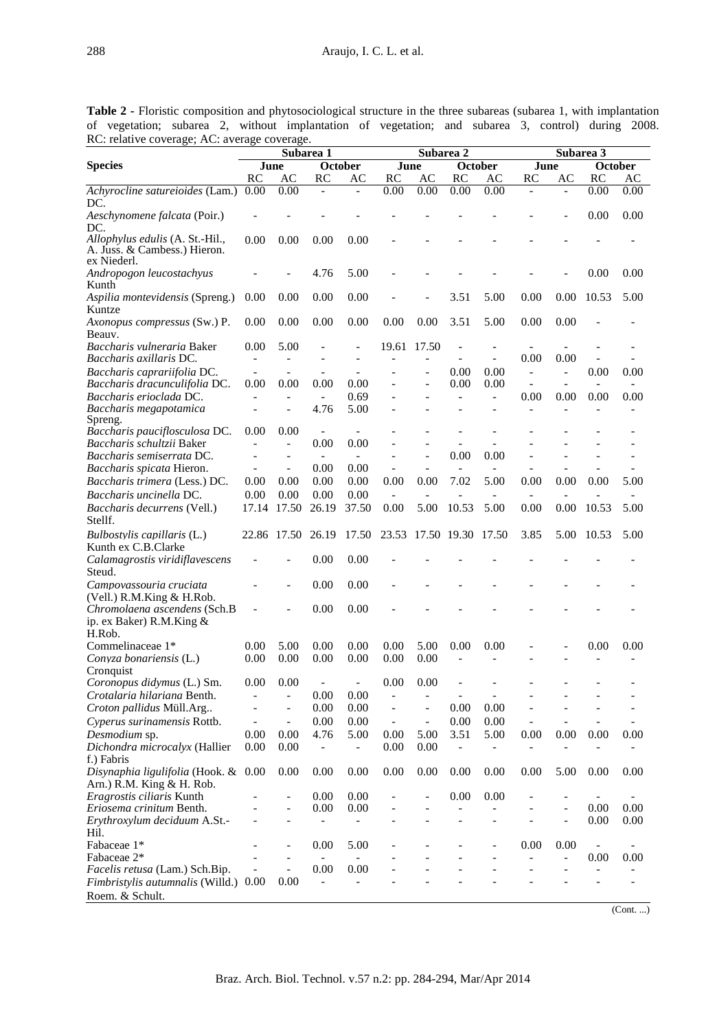**Table 2 -** Floristic composition and phytosociological structure in the three subareas (subarea 1, with implantation of vegetation; subarea 2, without implantation of vegetation; and subarea 3, control) during 2008. RC: relative coverage; AC: average coverage.

| Species | Subarea 1 | | | | Subarea 2 | | | | Subarea 3 | | | |
|---|---|---|---|---|---|---|---|---|---|---|---|---|
| | June | | October | | June | | October | | June | | October | |
| | RC | AC | RC | AC | RC | AC | RC | AC | RC | AC | RC | AC |
| *Achyrocline satureioides* (Lam.) DC. | 0.00 | 0.00 | - | - | 0.00 | 0.00 | 0.00 | 0.00 | - | - | 0.00 | 0.00 |
| *Aeschynomene falcata* (Poir.) DC. | - | - | - | - | - | - | - | - | - | - | 0.00 | 0.00 |
| *Allophylus edulis* (A. St.-Hil., A. Juss. & Cambess.) Hieron. ex Niederl. | 0.00 | 0.00 | 0.00 | 0.00 | - | - | - | - | - | - | - | - |
| *Andropogon leucostachyus* Kunth | - | - | 4.76 | 5.00 | - | - | - | - | - | - | 0.00 | 0.00 |
| *Aspilia montevidensis* (Spreng.) Kuntze | 0.00 | 0.00 | 0.00 | 0.00 | - | - | 3.51 | 5.00 | 0.00 | 0.00 | 10.53 | 5.00 |
| *Axonopus compressus* (Sw.) P. Beauv. | 0.00 | 0.00 | 0.00 | 0.00 | 0.00 | 0.00 | 3.51 | 5.00 | 0.00 | 0.00 | - | - |
| *Baccharis vulneraria* Baker | 0.00 | 5.00 | - | - | 19.61 | 17.50 | - | - | - | - | - | - |
| *Baccharis axillaris* DC. | - | - | - | - | - | - | - | - | 0.00 | 0.00 | - | - |
| *Baccharis caprariifolia* DC. | - | - | - | - | - | - | 0.00 | 0.00 | - | - | 0.00 | 0.00 |
| *Baccharis dracunculifolia* DC. | 0.00 | 0.00 | 0.00 | 0.00 | - | - | 0.00 | 0.00 | - | - | - | - |
| *Baccharis erioclada* DC. | - | - | - | 0.69 | - | - | - | - | 0.00 | 0.00 | 0.00 | 0.00 |
| *Baccharis megapotamica* Spreng. | - | - | 4.76 | 5.00 | - | - | - | - | - | - | - | - |
| *Baccharis pauciflosculosa* DC. | 0.00 | 0.00 | - | - | - | - | - | - | - | - | - | - |
| *Baccharis schultzii* Baker | - | - | 0.00 | 0.00 | - | - | - | - | - | - | - | - |
| *Baccharis semiserrata* DC. | - | - | - | - | - | - | 0.00 | 0.00 | - | - | - | - |
| *Baccharis spicata* Hieron. | - | - | 0.00 | 0.00 | - | - | - | - | - | - | - | - |
| *Baccharis trimera* (Less.) DC. | 0.00 | 0.00 | 0.00 | 0.00 | 0.00 | 0.00 | 7.02 | 5.00 | 0.00 | 0.00 | 0.00 | 5.00 |
| *Baccharis uncinella* DC. | 0.00 | 0.00 | 0.00 | 0.00 | - | - | - | - | - | - | - | - |
| *Baccharis decurrens* (Vell.) Stellf. | 17.14 | 17.50 | 26.19 | 37.50 | 0.00 | 5.00 | 10.53 | 5.00 | 0.00 | 0.00 | 10.53 | 5.00 |
| *Bulbostylis capillaris* (L.) Kunth ex C.B.Clarke | 22.86 | 17.50 | 26.19 | 17.50 | 23.53 | 17.50 | 19.30 | 17.50 | 3.85 | 5.00 | 10.53 | 5.00 |
| *Calamagrostis viridiflavescens* Steud. | - | - | 0.00 | 0.00 | - | - | - | - | - | - | - | - |
| *Campovassouria cruciata* (Vell.) R.M.King & H.Rob. | - | - | 0.00 | 0.00 | - | - | - | - | - | - | - | - |
| *Chromolaena ascendens* (Sch.Bip. ex Baker) R.M.King & H.Rob. | - | - | 0.00 | 0.00 | - | - | - | - | - | - | - | - |
| Commelinaceae 1* | 0.00 | 5.00 | 0.00 | 0.00 | 0.00 | 5.00 | 0.00 | 0.00 | - | - | 0.00 | 0.00 |
| *Conyza bonariensis* (L.) Cronquist | 0.00 | 0.00 | 0.00 | 0.00 | 0.00 | 0.00 | - | - | - | - | - | - |
| *Coronopus didymus* (L.) Sm. | 0.00 | 0.00 | - | - | 0.00 | 0.00 | - | - | - | - | - | - |
| *Crotalaria hilariana* Benth. | - | - | 0.00 | 0.00 | - | - | - | - | - | - | - | - |
| *Croton pallidus* Müll.Arg.. | - | - | 0.00 | 0.00 | - | - | 0.00 | 0.00 | - | - | - | - |
| *Cyperus surinamensis* Rottb. | - | - | 0.00 | 0.00 | - | - | 0.00 | 0.00 | - | - | - | - |
| *Desmodium* sp. | 0.00 | 0.00 | 4.76 | 5.00 | 0.00 | 5.00 | 3.51 | 5.00 | 0.00 | 0.00 | 0.00 | 0.00 |
| *Dichondra microcalyx* (Hallier f.) Fabris | 0.00 | 0.00 | - | - | 0.00 | 0.00 | - | - | - | - | - | - |
| *Disynaphia ligulifolia* (Hook. & Arn.) R.M. King & H. Rob. | 0.00 | 0.00 | 0.00 | 0.00 | 0.00 | 0.00 | 0.00 | 0.00 | 0.00 | 5.00 | 0.00 | 0.00 |
| *Eragrostis ciliaris* Kunth | - | - | 0.00 | 0.00 | - | - | 0.00 | 0.00 | - | - | - | - |
| *Eriosema crinitum* Benth. | - | - | 0.00 | 0.00 | - | - | - | - | - | - | 0.00 | 0.00 |
| *Erythroxylum deciduum* A.St.-Hil. | - | - | - | - | - | - | - | - | - | - | 0.00 | 0.00 |
| Fabaceae 1* | - | - | 0.00 | 5.00 | - | - | - | - | 0.00 | 0.00 | - | - |
| Fabaceae 2* | - | - | - | - | - | - | - | - | - | - | 0.00 | 0.00 |
| *Facelis retusa* (Lam.) Sch.Bip. | - | - | 0.00 | 0.00 | - | - | - | - | - | - | - | - |
| *Fimbristylis autumnalis* (Willd.) Roem. & Schult. | 0.00 | 0.00 | - | - | - | - | - | - | - | - | - | - |

(Cont. ...)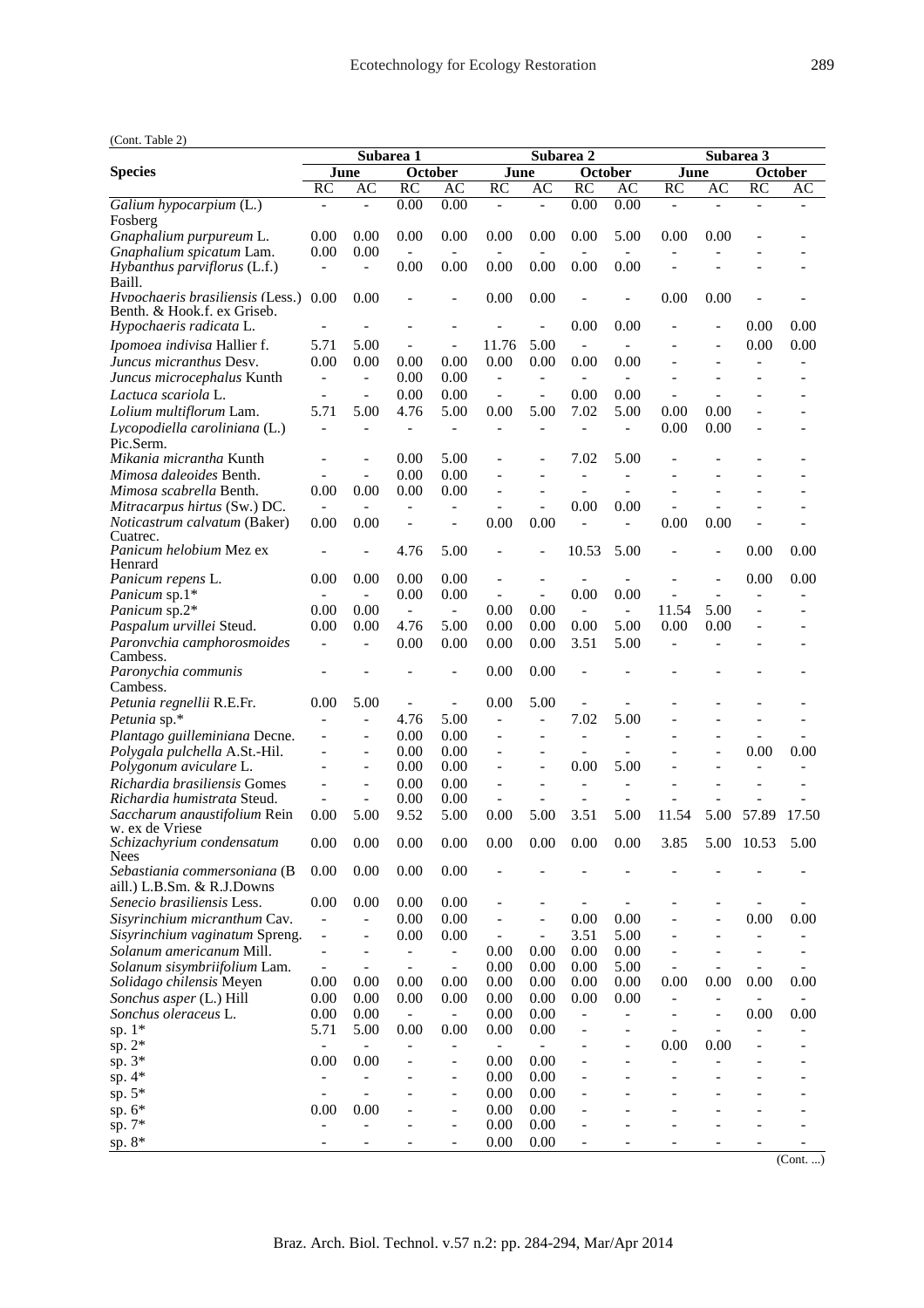(Cont. Table 2)

| Species | Subarea 1 | | | | Subarea 2 | | | | Subarea 3 | | | |
|---|---|---|---|---|---|---|---|---|---|---|---|---|
| | June | | October | | June | | October | | June | | October | |
| | RC | AC | RC | AC | RC | AC | RC | AC | RC | AC | RC | AC |
| *Galium hypocarpium* (L.) Fosberg | - | - | 0.00 | 0.00 | - | - | 0.00 | 0.00 | - | - | - | - |
| *Gnaphalium purpureum* L. | 0.00 | 0.00 | 0.00 | 0.00 | 0.00 | 0.00 | 0.00 | 5.00 | 0.00 | 0.00 | - | - |
| *Gnaphalium spicatum* Lam. | 0.00 | 0.00 | - | - | - | - | - | - | - | - | - | - |
| *Hybanthus parviflorus* (L.f.) Baill. | - | - | 0.00 | 0.00 | 0.00 | 0.00 | 0.00 | 0.00 | - | - | - | - |
| *Hypochaeris brasiliensis* (Less.) Benth. & Hook.f. ex Griseb. | 0.00 | 0.00 | - | - | 0.00 | 0.00 | - | - | 0.00 | 0.00 | - | - |
| *Hypochaeris radicata* L. | - | - | - | - | - | - | 0.00 | 0.00 | - | - | 0.00 | 0.00 |
| *Ipomoea indivisa* Hallier f. | 5.71 | 5.00 | - | - | 11.76 | 5.00 | - | - | - | - | 0.00 | 0.00 |
| *Juncus micranthus* Desv. | 0.00 | 0.00 | 0.00 | 0.00 | 0.00 | 0.00 | 0.00 | 0.00 | - | - | - | - |
| *Juncus microcephalus* Kunth | - | - | 0.00 | 0.00 | - | - | - | - | - | - | - | - |
| *Lactuca scariola* L. | - | - | 0.00 | 0.00 | - | - | 0.00 | 0.00 | - | - | - | - |
| *Lolium multiflorum* Lam. | 5.71 | 5.00 | 4.76 | 5.00 | 0.00 | 5.00 | 7.02 | 5.00 | 0.00 | 0.00 | - | - |
| *Lycopodiella caroliniana* (L.) Pic.Serm. | - | - | - | - | - | - | - | - | 0.00 | 0.00 | - | - |
| *Mikania micrantha* Kunth | - | - | 0.00 | 5.00 | - | - | 7.02 | 5.00 | - | - | - | - |
| *Mimosa daleoides* Benth. | - | - | 0.00 | 0.00 | - | - | - | - | - | - | - | - |
| *Mimosa scabrella* Benth. | 0.00 | 0.00 | 0.00 | 0.00 | - | - | - | - | - | - | - | - |
| *Mitracarpus hirtus* (Sw.) DC. | - | - | - | - | - | - | 0.00 | 0.00 | - | - | - | - |
| *Noticastrum calvatum* (Baker) Cuatrec. | 0.00 | 0.00 | - | - | 0.00 | 0.00 | - | - | 0.00 | 0.00 | - | - |
| *Panicum helobium* Mez ex Henrard | - | - | 4.76 | 5.00 | - | - | 10.53 | 5.00 | - | - | 0.00 | 0.00 |
| *Panicum repens* L. | 0.00 | 0.00 | 0.00 | 0.00 | - | - | - | - | - | - | 0.00 | 0.00 |
| *Panicum* sp.1* | - | - | 0.00 | 0.00 | - | - | 0.00 | 0.00 | - | - | - | - |
| *Panicum* sp.2* | 0.00 | 0.00 | - | - | 0.00 | 0.00 | - | - | 11.54 | 5.00 | - | - |
| *Paspalum urvillei* Steud. | 0.00 | 0.00 | 4.76 | 5.00 | 0.00 | 0.00 | 0.00 | 5.00 | 0.00 | 0.00 | - | - |
| *Paronychia camphorosmoides* Cambess. | - | - | 0.00 | 0.00 | 0.00 | 0.00 | 3.51 | 5.00 | - | - | - | - |
| *Paronychia communis* Cambess. | - | - | - | - | 0.00 | 0.00 | - | - | - | - | - | - |
| *Petunia regnellii* R.E.Fr. | 0.00 | 5.00 | - | - | 0.00 | 5.00 | - | - | - | - | - | - |
| *Petunia* sp.* | - | - | 4.76 | 5.00 | - | - | 7.02 | 5.00 | - | - | - | - |
| *Plantago guilleminiana* Decne. | - | - | 0.00 | 0.00 | - | - | - | - | - | - | - | - |
| *Polygala pulchella* A.St.-Hil. | - | - | 0.00 | 0.00 | - | - | - | - | - | - | 0.00 | 0.00 |
| *Polygonum aviculare* L. | - | - | 0.00 | 0.00 | - | - | 0.00 | 5.00 | - | - | - | - |
| *Richardia brasiliensis* Gomes | - | - | 0.00 | 0.00 | - | - | - | - | - | - | - | - |
| *Richardia humistrata* Steud. | - | - | 0.00 | 0.00 | - | - | - | - | - | - | - | - |
| *Saccharum angustifolium* Rein w. ex de Vriese | 0.00 | 5.00 | 9.52 | 5.00 | 0.00 | 5.00 | 3.51 | 5.00 | 11.54 | 5.00 | 57.89 | 17.50 |
| *Schizachyrium condensatum* Nees | 0.00 | 0.00 | 0.00 | 0.00 | 0.00 | 0.00 | 0.00 | 0.00 | 3.85 | 5.00 | 10.53 | 5.00 |
| *Sebastiania commersoniana* (B aill.) L.B.Sm. & R.J.Downs | 0.00 | 0.00 | 0.00 | 0.00 | - | - | - | - | - | - | - | - |
| *Senecio brasiliensis* Less. | 0.00 | 0.00 | 0.00 | 0.00 | - | - | - | - | - | - | - | - |
| *Sisyrinchium micranthum* Cav. | - | - | 0.00 | 0.00 | - | - | 0.00 | 0.00 | - | - | 0.00 | 0.00 |
| *Sisyrinchium vaginatum* Spreng. | - | - | 0.00 | 0.00 | - | - | 3.51 | 5.00 | - | - | - | - |
| *Solanum americanum* Mill. | - | - | - | - | 0.00 | 0.00 | 0.00 | 0.00 | - | - | - | - |
| *Solanum sisymbriifolium* Lam. | - | - | - | - | 0.00 | 0.00 | 0.00 | 5.00 | - | - | - | - |
| *Solidago chilensis* Meyen | 0.00 | 0.00 | 0.00 | 0.00 | 0.00 | 0.00 | 0.00 | 0.00 | 0.00 | 0.00 | 0.00 | 0.00 |
| *Sonchus asper* (L.) Hill | 0.00 | 0.00 | 0.00 | 0.00 | 0.00 | 0.00 | 0.00 | 0.00 | - | - | - | - |
| *Sonchus oleraceus* L. | 0.00 | 0.00 | - | - | 0.00 | 0.00 | - | - | - | - | 0.00 | 0.00 |
| sp. 1* | 5.71 | 5.00 | 0.00 | 0.00 | 0.00 | 0.00 | - | - | - | - | - | - |
| sp. 2* | - | - | - | - | - | - | - | - | 0.00 | 0.00 | - | - |
| sp. 3* | 0.00 | 0.00 | - | - | 0.00 | 0.00 | - | - | - | - | - | - |
| sp. 4* | - | - | - | - | 0.00 | 0.00 | - | - | - | - | - | - |
| sp. 5* | - | - | - | - | 0.00 | 0.00 | - | - | - | - | - | - |
| sp. 6* | 0.00 | 0.00 | - | - | 0.00 | 0.00 | - | - | - | - | - | - |
| sp. 7* | - | - | - | - | 0.00 | 0.00 | - | - | - | - | - | - |
| sp. 8* | - | - | - | - | 0.00 | 0.00 | - | - | - | - | - | - |

(Cont. ...)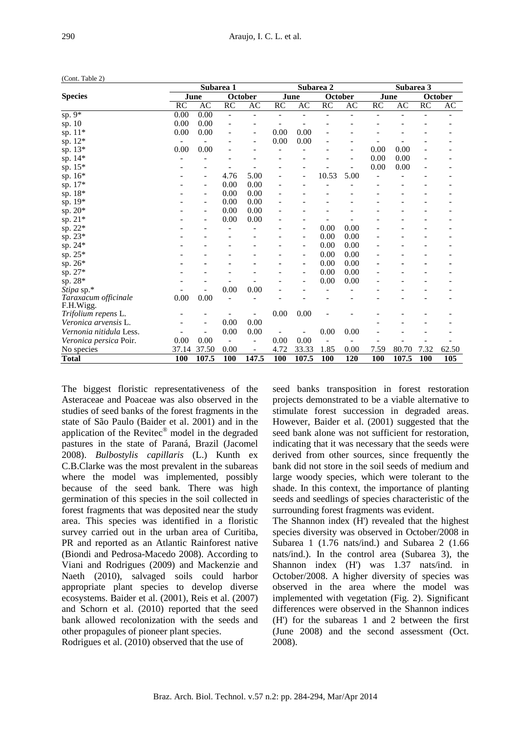(Cont. Table 2)

| Species | Subarea 1 | | | | Subarea 2 | | | | Subarea 3 | | | |
|---|---|---|---|---|---|---|---|---|---|---|---|---|
| | June | | October | | June | | October | | June | | October | |
| | RC | AC | RC | AC | RC | AC | RC | AC | RC | AC | RC | AC |
| sp. 9* | 0.00 | 0.00 | - | - | - | - | - | - | - | - | - | - |
| sp. 10 | 0.00 | 0.00 | - | - | - | - | - | - | - | - | - | - |
| sp. 11* | 0.00 | 0.00 | - | - | 0.00 | 0.00 | - | - | - | - | - | - |
| sp. 12* | - | - | - | - | 0.00 | 0.00 | - | - | - | - | - | - |
| sp. 13* | 0.00 | 0.00 | - | - | - | - | - | - | 0.00 | 0.00 | - | - |
| sp. 14* | - | - | - | - | - | - | - | - | 0.00 | 0.00 | - | - |
| sp. 15* | - | - | - | - | - | - | - | - | 0.00 | 0.00 | - | - |
| sp. 16* | - | - | 4.76 | 5.00 | - | - | 10.53 | 5.00 | - | - | - | - |
| sp. 17* | - | - | 0.00 | 0.00 | - | - | - | - | - | - | - | - |
| sp. 18* | - | - | 0.00 | 0.00 | - | - | - | - | - | - | - | - |
| sp. 19* | - | - | 0.00 | 0.00 | - | - | - | - | - | - | - | - |
| sp. 20* | - | - | 0.00 | 0.00 | - | - | - | - | - | - | - | - |
| sp. 21* | - | - | 0.00 | 0.00 | - | - | - | - | - | - | - | - |
| sp. 22* | - | - | - | - | - | - | 0.00 | 0.00 | - | - | - | - |
| sp. 23* | - | - | - | - | - | - | 0.00 | 0.00 | - | - | - | - |
| sp. 24* | - | - | - | - | - | - | 0.00 | 0.00 | - | - | - | - |
| sp. 25* | - | - | - | - | - | - | 0.00 | 0.00 | - | - | - | - |
| sp. 26* | - | - | - | - | - | - | 0.00 | 0.00 | - | - | - | - |
| sp. 27* | - | - | - | - | - | - | 0.00 | 0.00 | - | - | - | - |
| sp. 28* | - | - | - | - | - | - | 0.00 | 0.00 | - | - | - | - |
| *Stipa* sp.* | - | - | 0.00 | 0.00 | - | - | - | - | - | - | - | - |
| *Taraxacum officinale* F.H.Wigg. | 0.00 | 0.00 | - | - | - | - | - | - | - | - | - | - |
| *Trifolium repens* L. | - | - | - | - | 0.00 | 0.00 | - | - | - | - | - | - |
| *Veronica arvensis* L. | - | - | 0.00 | 0.00 | | | | | - | - | - | - |
| *Vernonia nitidula* Less. | - | - | 0.00 | 0.00 | - | - | 0.00 | 0.00 | - | - | - | - |
| *Veronica persica* Poir. | 0.00 | 0.00 | - | - | 0.00 | 0.00 | - | - | - | - | - | - |
| No species | 37.14 | 37.50 | 0.00 | - | 4.72 | 33.33 | 1.85 | 0.00 | 7.59 | 80.70 | 7.32 | 62.50 |
| **Total** | **100** | **107.5** | **100** | **147.5** | **100** | **107.5** | **100** | **120** | **100** | **107.5** | **100** | **105** |

The biggest floristic representativeness of the Asteraceae and Poaceae was also observed in the studies of seed banks of the forest fragments in the state of São Paulo (Baider et al. 2001) and in the application of the Revitec® model in the degraded pastures in the state of Paraná, Brazil (Jacomel 2008). *Bulbostylis capillaris* (L.) Kunth ex C.B.Clarke was the most prevalent in the subareas where the model was implemented, possibly because of the seed bank. There was high germination of this species in the soil collected in forest fragments that was deposited near the study area. This species was identified in a floristic survey carried out in the urban area of Curitiba, PR and reported as an Atlantic Rainforest native (Biondi and Pedrosa-Macedo 2008). According to Viani and Rodrigues (2009) and Mackenzie and Naeth (2010), salvaged soils could harbor appropriate plant species to develop diverse ecosystems. Baider et al. (2001), Reis et al. (2007) and Schorn et al. (2010) reported that the seed bank allowed recolonization with the seeds and other propagules of pioneer plant species.

Rodrigues et al. (2010) observed that the use of seed banks transposition in forest restoration projects demonstrated to be a viable alternative to stimulate forest succession in degraded areas. However, Baider et al. (2001) suggested that the seed bank alone was not sufficient for restoration, indicating that it was necessary that the seeds were derived from other sources, since frequently the bank did not store in the soil seeds of medium and large woody species, which were tolerant to the shade. In this context, the importance of planting seeds and seedlings of species characteristic of the surrounding forest fragments was evident.

The Shannon index (H') revealed that the highest species diversity was observed in October/2008 in Subarea 1 (1.76 nats/ind.) and Subarea 2 (1.66 nats/ind.). In the control area (Subarea 3), the Shannon index (H') was 1.37 nats/ind. in October/2008. A higher diversity of species was observed in the area where the model was implemented with vegetation (Fig. 2). Significant differences were observed in the Shannon indices (H') for the subareas 1 and 2 between the first (June 2008) and the second assessment (Oct. 2008).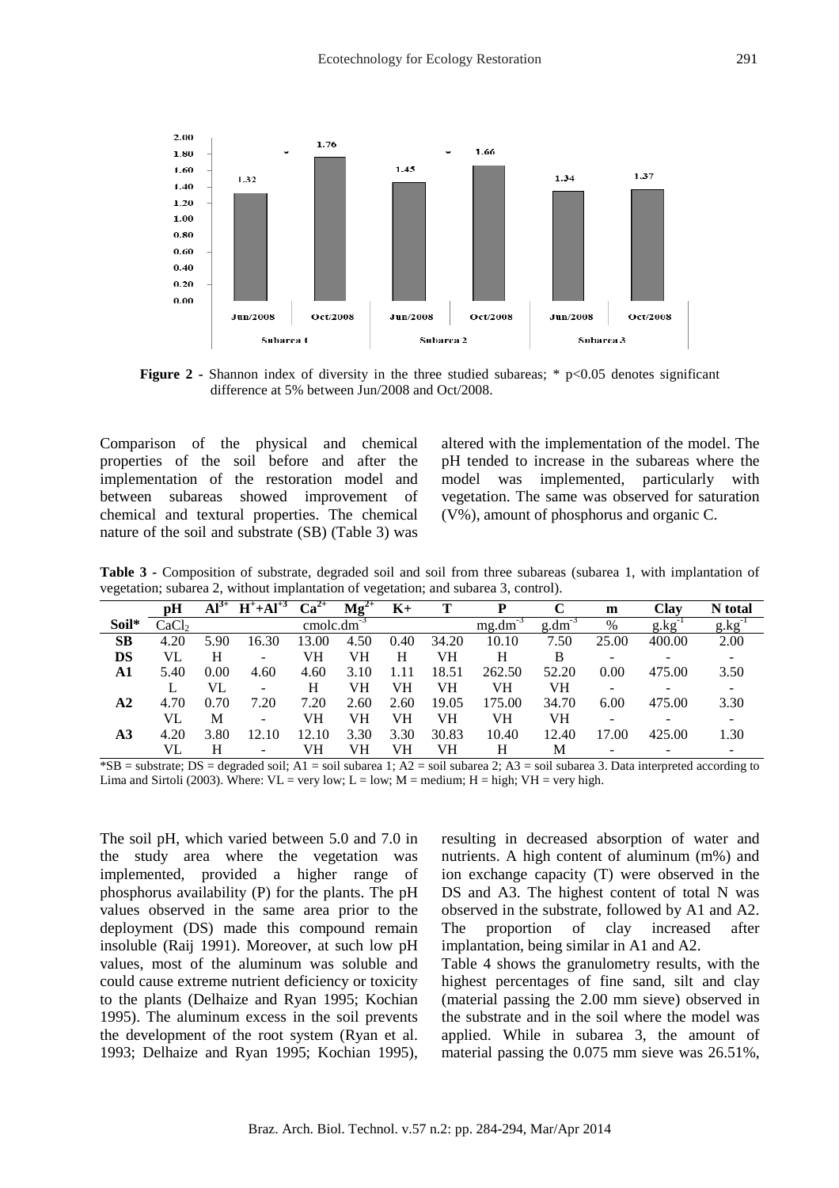**Figure 2 -** Shannon index of diversity in the three studied subareas; * p<0.05 denotes significant difference at 5% between Jun/2008 and Oct/2008.

Comparison of the physical and chemical properties of the soil before and after the implementation of the restoration model and between subareas showed improvement of chemical and textural properties. The chemical nature of the soil and substrate (SB) (Table 3) was altered with the implementation of the model. The pH tended to increase in the subareas where the model was implemented, particularly with vegetation. The same was observed for saturation (V%), amount of phosphorus and organic C.

**Table 3 -** Composition of substrate, degraded soil and soil from three subareas (subarea 1, with implantation of vegetation; subarea 2, without implantation of vegetation; and subarea 3, control).

| | pH | $Al^{3+}$ | $H^{+}$+$Al^{+3}$ | $Ca^{2+}$ | $Mg^{2+}$ | K+ | T | P | C | m | Clay | N total |
|---|---|---|---|---|---|---|---|---|---|---|---|---|
| **Soil*** | $CaCl_2$ | | | cmolc.$dm^{-3}$ | | | | mg.$dm^{-3}$ | g.$dm^{-3}$ | % | g.$kg^{-1}$ | g.$kg^{-1}$ |
| **SB** | 4.20 | 5.90 | 16.30 | 13.00 | 4.50 | 0.40 | 34.20 | 10.10 | 7.50 | 25.00 | 400.00 | 2.00 |
| **DS** | VL | H | - | VH | VH | H | VH | H | B | - | - | - |
| **A1** | 5.40 | 0.00 | 4.60 | 4.60 | 3.10 | 1.11 | 18.51 | 262.50 | 52.20 | 0.00 | 475.00 | 3.50 |
| | L | VL | - | H | VH | VH | VH | VH | VH | - | - | - |
| **A2** | 4.70 | 0.70 | 7.20 | 7.20 | 2.60 | 2.60 | 19.05 | 175.00 | 34.70 | 6.00 | 475.00 | 3.30 |
| | VL | M | - | VH | VH | VH | VH | VH | VH | - | - | - |
| **A3** | 4.20 | 3.80 | 12.10 | 12.10 | 3.30 | 3.30 | 30.83 | 10.40 | 12.40 | 17.00 | 425.00 | 1.30 |
| | VL | H | - | VH | VH | VH | VH | H | M | - | - | - |

*SB = substrate; DS = degraded soil; A1 = soil subarea 1; A2 = soil subarea 2; A3 = soil subarea 3. Data interpreted according to Lima and Sirtoli (2003). Where: VL = very low; L = low; M = medium; H = high; VH = very high.

The soil pH, which varied between 5.0 and 7.0 in the study area where the vegetation was implemented, provided a higher range of phosphorus availability (P) for the plants. The pH values observed in the same area prior to the deployment (DS) made this compound remain insoluble (Raij 1991). Moreover, at such low pH values, most of the aluminum was soluble and could cause extreme nutrient deficiency or toxicity to the plants (Delhaize and Ryan 1995; Kochian 1995). The aluminum excess in the soil prevents the development of the root system (Ryan et al. 1993; Delhaize and Ryan 1995; Kochian 1995), resulting in decreased absorption of water and nutrients. A high content of aluminum (m%) and ion exchange capacity (T) were observed in the DS and A3. The highest content of total N was observed in the substrate, followed by A1 and A2. The proportion of clay increased after implantation, being similar in A1 and A2.

Table 4 shows the granulometry results, with the highest percentages of fine sand, silt and clay (material passing the 2.00 mm sieve) observed in the substrate and in the soil where the model was applied. While in subarea 3, the amount of material passing the 0.075 mm sieve was 26.51%,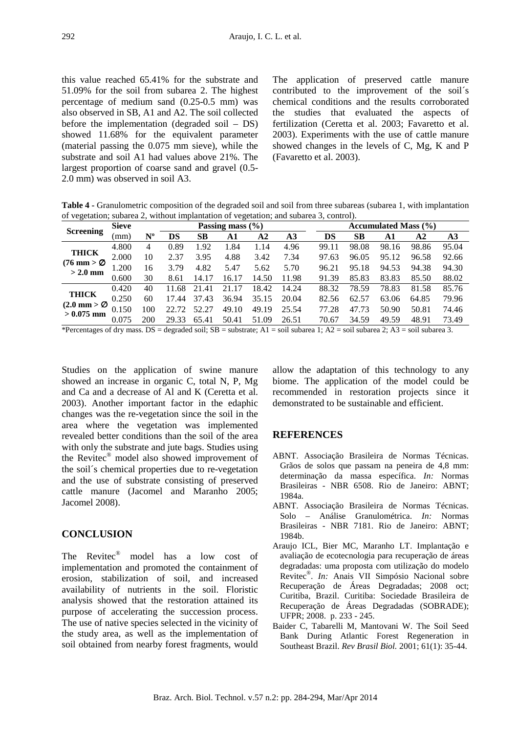this value reached 65.41% for the substrate and 51.09% for the soil from subarea 2. The highest percentage of medium sand (0.25-0.5 mm) was also observed in SB, A1 and A2. The soil collected before the implementation (degraded soil – DS) showed 11.68% for the equivalent parameter (material passing the 0.075 mm sieve), while the substrate and soil A1 had values above 21%. The largest proportion of coarse sand and gravel (0.5-2.0 mm) was observed in soil A3.

The application of preserved cattle manure contributed to the improvement of the soil´s chemical conditions and the results corroborated the studies that evaluated the aspects of fertilization (Ceretta et al. 2003; Favaretto et al. 2003). Experiments with the use of cattle manure showed changes in the levels of C, Mg, K and P (Favaretto et al. 2003).

**Table 4 -** Granulometric composition of the degraded soil and soil from three subareas (subarea 1, with implantation of vegetation; subarea 2, without implantation of vegetation; and subarea 3, control).

| Screening | Sieve | | Passing mass (%) | | | | | Accumulated Mass (%) | | | | |
|---|---|---|---|---|---|---|---|---|---|---|---|---|
| | (mm) | Nº | DS | SB | A1 | A2 | A3 | DS | SB | A1 | A2 | A3 |
| THICK (76 mm > ∅ > 2.0 mm | 4.800 | 4 | 0.89 | 1.92 | 1.84 | 1.14 | 4.96 | 99.11 | 98.08 | 98.16 | 98.86 | 95.04 |
| | 2.000 | 10 | 2.37 | 3.95 | 4.88 | 3.42 | 7.34 | 97.63 | 96.05 | 95.12 | 96.58 | 92.66 |
| | 1.200 | 16 | 3.79 | 4.82 | 5.47 | 5.62 | 5.70 | 96.21 | 95.18 | 94.53 | 94.38 | 94.30 |
| | 0.600 | 30 | 8.61 | 14.17 | 16.17 | 14.50 | 11.98 | 91.39 | 85.83 | 83.83 | 85.50 | 88.02 |
| THICK (2.0 mm > ∅ > 0.075 mm | 0.420 | 40 | 11.68 | 21.41 | 21.17 | 18.42 | 14.24 | 88.32 | 78.59 | 78.83 | 81.58 | 85.76 |
| | 0.250 | 60 | 17.44 | 37.43 | 36.94 | 35.15 | 20.04 | 82.56 | 62.57 | 63.06 | 64.85 | 79.96 |
| | 0.150 | 100 | 22.72 | 52.27 | 49.10 | 49.19 | 25.54 | 77.28 | 47.73 | 50.90 | 50.81 | 74.46 |
| | 0.075 | 200 | 29.33 | 65.41 | 50.41 | 51.09 | 26.51 | 70.67 | 34.59 | 49.59 | 48.91 | 73.49 |

*Percentages of dry mass. DS = degraded soil; SB = substrate; A1 = soil subarea 1; A2 = soil subarea 2; A3 = soil subarea 3.

Studies on the application of swine manure showed an increase in organic C, total N, P, Mg and Ca and a decrease of Al and K (Ceretta et al. 2003). Another important factor in the edaphic changes was the re-vegetation since the soil in the area where the vegetation was implemented revealed better conditions than the soil of the area with only the substrate and jute bags. Studies using the Revitec® model also showed improvement of the soil´s chemical properties due to re-vegetation and the use of substrate consisting of preserved cattle manure (Jacomel and Maranho 2005; Jacomel 2008).

## CONCLUSION

The Revitec® model has a low cost of implementation and promoted the containment of erosion, stabilization of soil, and increased availability of nutrients in the soil. Floristic analysis showed that the restoration attained its purpose of accelerating the succession process. The use of native species selected in the vicinity of the study area, as well as the implementation of soil obtained from nearby forest fragments, would allow the adaptation of this technology to any biome. The application of the model could be recommended in restoration projects since it demonstrated to be sustainable and efficient.

## REFERENCES

ABNT. Associação Brasileira de Normas Técnicas. Grãos de solos que passam na peneira de 4,8 mm: determinação da massa específica. *In:* Normas Brasileiras - NBR 6508. Rio de Janeiro: ABNT; 1984a.

ABNT. Associação Brasileira de Normas Técnicas. Solo – Análise Granulométrica. *In:* Normas Brasileiras - NBR 7181. Rio de Janeiro: ABNT; 1984b.

Araujo ICL, Bier MC, Maranho LT. Implantação e avaliação de ecotecnologia para recuperação de áreas degradadas: uma proposta com utilização do modelo Revitec®. *In:* Anais VII Simpósio Nacional sobre Recuperação de Áreas Degradadas; 2008 oct; Curitiba, Brazil. Curitiba: Sociedade Brasileira de Recuperação de Áreas Degradadas (SOBRADE); UFPR; 2008. p. 233 - 245.

Baider C, Tabarelli M, Mantovani W. The Soil Seed Bank During Atlantic Forest Regeneration in Southeast Brazil. *Rev Brasil Biol.* 2001; 61(1): 35-44.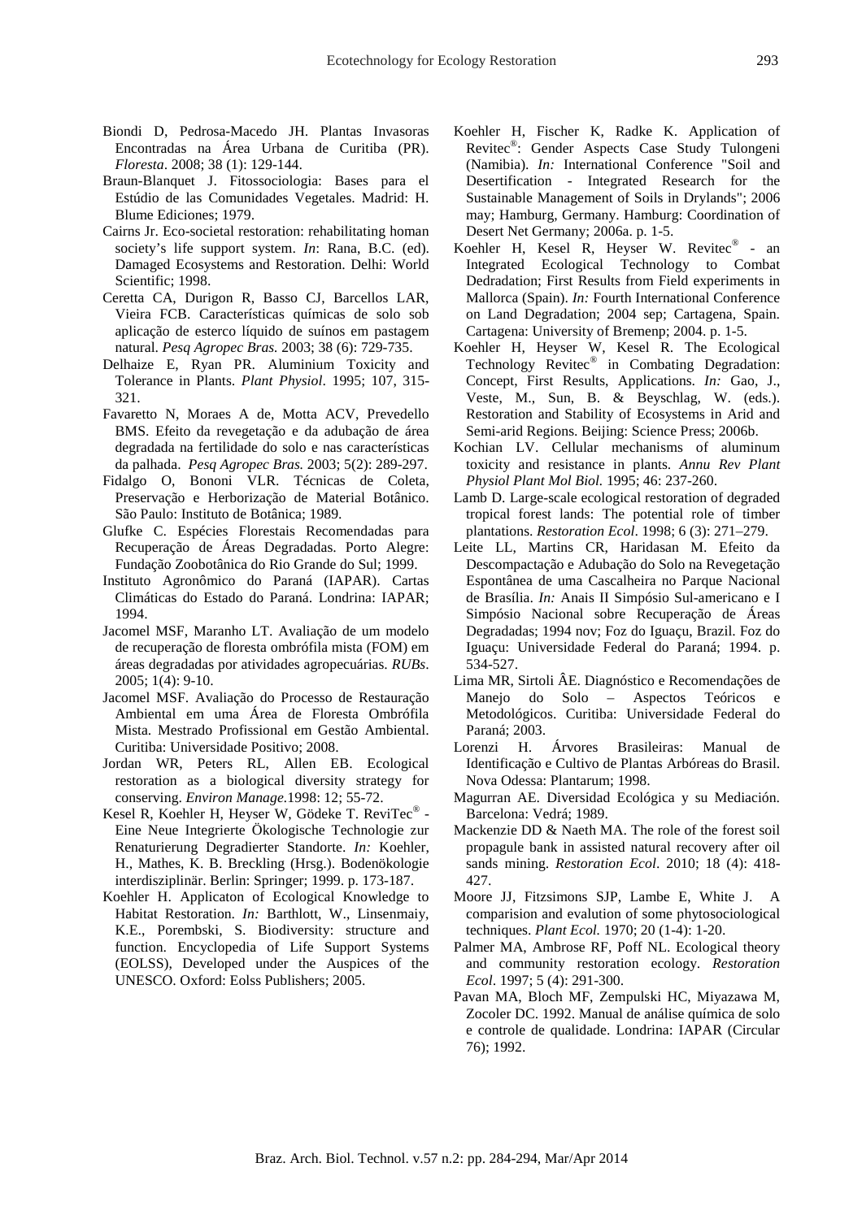Biondi D, Pedrosa-Macedo JH. Plantas Invasoras Encontradas na Área Urbana de Curitiba (PR). *Floresta*. 2008; 38 (1): 129-144.

Braun-Blanquet J. Fitossociologia: Bases para el Estúdio de las Comunidades Vegetales. Madrid: H. Blume Ediciones; 1979.

Cairns Jr. Eco-societal restoration: rehabilitating homan society's life support system. *In*: Rana, B.C. (ed). Damaged Ecosystems and Restoration. Delhi: World Scientific; 1998.

Ceretta CA, Durigon R, Basso CJ, Barcellos LAR, Vieira FCB. Características químicas de solo sob aplicação de esterco líquido de suínos em pastagem natural. *Pesq Agropec Bras.* 2003; 38 (6): 729-735.

Delhaize E, Ryan PR. Aluminium Toxicity and Tolerance in Plants. *Plant Physiol*. 1995; 107, 315-321.

Favaretto N, Moraes A de, Motta ACV, Prevedello BMS. Efeito da revegetação e da adubação de área degradada na fertilidade do solo e nas características da palhada. *Pesq Agropec Bras.* 2003; 5(2): 289-297.

Fidalgo O, Bononi VLR. Técnicas de Coleta, Preservação e Herborização de Material Botânico. São Paulo: Instituto de Botânica; 1989.

Glufke C. Espécies Florestais Recomendadas para Recuperação de Áreas Degradadas. Porto Alegre: Fundação Zoobotânica do Rio Grande do Sul; 1999.

Instituto Agronômico do Paraná (IAPAR). Cartas Climáticas do Estado do Paraná. Londrina: IAPAR; 1994.

Jacomel MSF, Maranho LT. Avaliação de um modelo de recuperação de floresta ombrófila mista (FOM) em áreas degradadas por atividades agropecuárias. *RUBs*. 2005; 1(4): 9-10.

Jacomel MSF. Avaliação do Processo de Restauração Ambiental em uma Área de Floresta Ombrófila Mista. Mestrado Profissional em Gestão Ambiental. Curitiba: Universidade Positivo; 2008.

Jordan WR, Peters RL, Allen EB. Ecological restoration as a biological diversity strategy for conserving. *Environ Manage.*1998: 12; 55-72.

Kesel R, Koehler H, Heyser W, Gödeke T. ReviTec® - Eine Neue Integrierte Ökologische Technologie zur Renaturierung Degradierter Standorte. *In:* Koehler, H., Mathes, K. B. Breckling (Hrsg.). Bodenökologie interdisziplinär. Berlin: Springer; 1999. p. 173-187.

Koehler H. Applicaton of Ecological Knowledge to Habitat Restoration. *In:* Barthlott, W., Linsenmaiy, K.E., Porembski, S. Biodiversity: structure and function. Encyclopedia of Life Support Systems (EOLSS), Developed under the Auspices of the UNESCO. Oxford: Eolss Publishers; 2005.

Koehler H, Fischer K, Radke K. Application of Revitec®: Gender Aspects Case Study Tulongeni (Namibia). *In:* International Conference "Soil and Desertification - Integrated Research for the Sustainable Management of Soils in Drylands"; 2006 may; Hamburg, Germany. Hamburg: Coordination of Desert Net Germany; 2006a. p. 1-5.

Koehler H, Kesel R, Heyser W. Revitec® - an Integrated Ecological Technology to Combat Dedradation; First Results from Field experiments in Mallorca (Spain). *In:* Fourth International Conference on Land Degradation; 2004 sep; Cartagena, Spain. Cartagena: University of Bremenp; 2004. p. 1-5.

Koehler H, Heyser W, Kesel R. The Ecological Technology Revitec® in Combating Degradation: Concept, First Results, Applications. *In:* Gao, J., Veste, M., Sun, B. & Beyschlag, W. (eds.). Restoration and Stability of Ecosystems in Arid and Semi-arid Regions. Beijing: Science Press; 2006b.

Kochian LV. Cellular mechanisms of aluminum toxicity and resistance in plants. *Annu Rev Plant Physiol Plant Mol Biol.* 1995; 46: 237-260.

Lamb D. Large-scale ecological restoration of degraded tropical forest lands: The potential role of timber plantations. *Restoration Ecol*. 1998; 6 (3): 271–279.

Leite LL, Martins CR, Haridasan M. Efeito da Descompactação e Adubação do Solo na Revegetação Espontânea de uma Cascalheira no Parque Nacional de Brasília. *In:* Anais II Simpósio Sul-americano e I Simpósio Nacional sobre Recuperação de Áreas Degradadas; 1994 nov; Foz do Iguaçu, Brazil. Foz do Iguaçu: Universidade Federal do Paraná; 1994. p. 534-527.

Lima MR, Sirtoli ÂE. Diagnóstico e Recomendações de Manejo do Solo – Aspectos Teóricos e Metodológicos. Curitiba: Universidade Federal do Paraná; 2003.

Lorenzi H. Árvores Brasileiras: Manual de Identificação e Cultivo de Plantas Arbóreas do Brasil. Nova Odessa: Plantarum; 1998.

Magurran AE. Diversidad Ecológica y su Mediación. Barcelona: Vedrá; 1989.

Mackenzie DD & Naeth MA. The role of the forest soil propagule bank in assisted natural recovery after oil sands mining. *Restoration Ecol*. 2010; 18 (4): 418-427.

Moore JJ, Fitzsimons SJP, Lambe E, White J. A comparision and evalution of some phytosociological techniques. *Plant Ecol.* 1970; 20 (1-4): 1-20.

Palmer MA, Ambrose RF, Poff NL. Ecological theory and community restoration ecology. *Restoration Ecol*. 1997; 5 (4): 291-300.

Pavan MA, Bloch MF, Zempulski HC, Miyazawa M, Zocoler DC. 1992. Manual de análise química de solo e controle de qualidade. Londrina: IAPAR (Circular 76); 1992.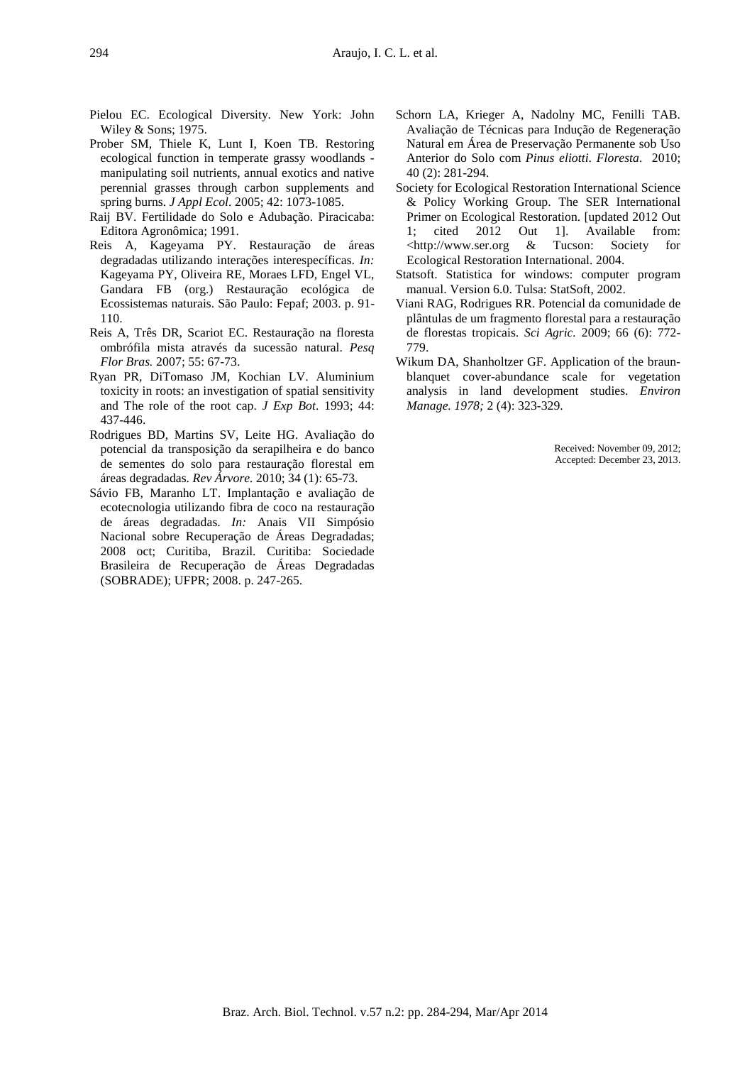Pielou EC. Ecological Diversity. New York: John Wiley & Sons; 1975.

Prober SM, Thiele K, Lunt I, Koen TB. Restoring ecological function in temperate grassy woodlands - manipulating soil nutrients, annual exotics and native perennial grasses through carbon supplements and spring burns. *J Appl Ecol*. 2005; 42: 1073-1085.

Raij BV. Fertilidade do Solo e Adubação. Piracicaba: Editora Agronômica; 1991.

Reis A, Kageyama PY. Restauração de áreas degradadas utilizando interações interespecíficas. *In:* Kageyama PY, Oliveira RE, Moraes LFD, Engel VL, Gandara FB (org.) Restauração ecológica de Ecossistemas naturais. São Paulo: Fepaf; 2003. p. 91-110.

Reis A, Três DR, Scariot EC. Restauração na floresta ombrófila mista através da sucessão natural. *Pesq Flor Bras.* 2007; 55: 67-73.

Ryan PR, DiTomaso JM, Kochian LV. Aluminium toxicity in roots: an investigation of spatial sensitivity and The role of the root cap. *J Exp Bot*. 1993; 44: 437-446.

Rodrigues BD, Martins SV, Leite HG. Avaliação do potencial da transposição da serapilheira e do banco de sementes do solo para restauração florestal em áreas degradadas. *Rev Árvore.* 2010; 34 (1): 65-73.

Sávio FB, Maranho LT. Implantação e avaliação de ecotecnologia utilizando fibra de coco na restauração de áreas degradadas. *In:* Anais VII Simpósio Nacional sobre Recuperação de Áreas Degradadas; 2008 oct; Curitiba, Brazil. Curitiba: Sociedade Brasileira de Recuperação de Áreas Degradadas (SOBRADE); UFPR; 2008. p. 247-265.

Schorn LA, Krieger A, Nadolny MC, Fenilli TAB. Avaliação de Técnicas para Indução de Regeneração Natural em Área de Preservação Permanente sob Uso Anterior do Solo com *Pinus eliotti*. *Floresta*. 2010; 40 (2): 281-294.

Society for Ecological Restoration International Science & Policy Working Group. The SER International Primer on Ecological Restoration. [updated 2012 Out 1; cited 2012 Out 1]. Available from: <http://www.ser.org & Tucson: Society for Ecological Restoration International. 2004.

Statsoft. Statistica for windows: computer program manual. Version 6.0. Tulsa: StatSoft, 2002.

Viani RAG, Rodrigues RR. Potencial da comunidade de plântulas de um fragmento florestal para a restauração de florestas tropicais. *Sci Agric.* 2009; 66 (6): 772-779.

Wikum DA, Shanholtzer GF. Application of the braun-blanquet cover-abundance scale for vegetation analysis in land development studies. *Environ Manage. 1978;* 2 (4): 323-329.

Received: November 09, 2012;
Accepted: December 23, 2013.